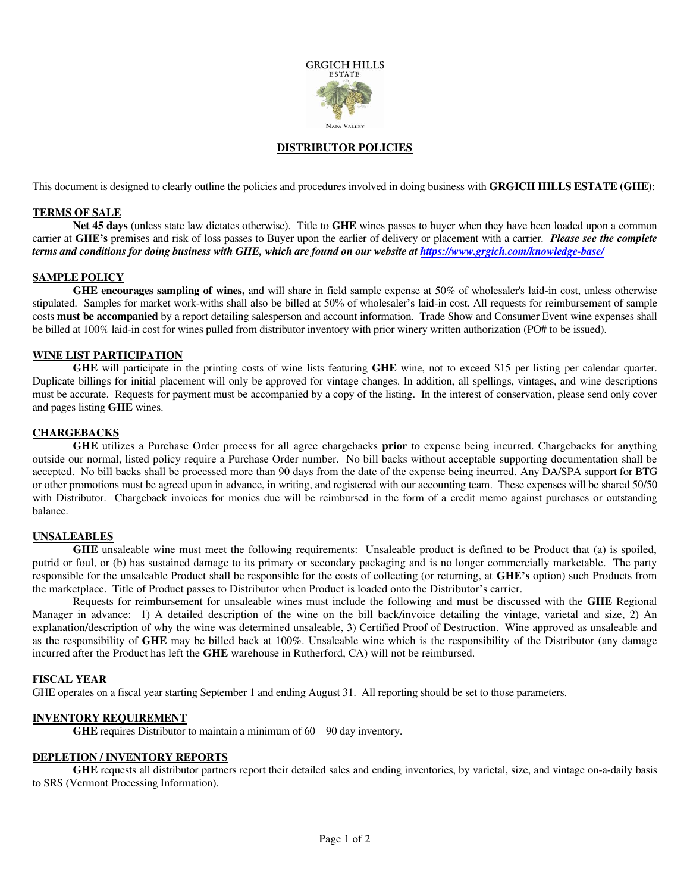GRGICH HILLS
ESTATE

NAPA VALLEY

# DISTRIBUTOR POLICIES

This document is designed to clearly outline the policies and procedures involved in doing business with **GRGICH HILLS ESTATE (GHE)**:

## TERMS OF SALE

**Net 45 days** (unless state law dictates otherwise). Title to **GHE** wines passes to buyer when they have been loaded upon a common carrier at **GHE's** premises and risk of loss passes to Buyer upon the earlier of delivery or placement with a carrier. ***Please see the complete terms and conditions for doing business with GHE, which are found on our website at https://www.grgich.com/knowledge-base/***

## SAMPLE POLICY

**GHE encourages sampling of wines,** and will share in field sample expense at 50% of wholesaler's laid-in cost, unless otherwise stipulated. Samples for market work-withs shall also be billed at 50% of wholesaler's laid-in cost. All requests for reimbursement of sample costs **must be accompanied** by a report detailing salesperson and account information. Trade Show and Consumer Event wine expenses shall be billed at 100% laid-in cost for wines pulled from distributor inventory with prior winery written authorization (PO# to be issued).

## WINE LIST PARTICIPATION

**GHE** will participate in the printing costs of wine lists featuring **GHE** wine, not to exceed $15 per listing per calendar quarter. Duplicate billings for initial placement will only be approved for vintage changes. In addition, all spellings, vintages, and wine descriptions must be accurate. Requests for payment must be accompanied by a copy of the listing. In the interest of conservation, please send only cover and pages listing **GHE** wines.

## CHARGEBACKS

**GHE** utilizes a Purchase Order process for all agree chargebacks **prior** to expense being incurred. Chargebacks for anything outside our normal, listed policy require a Purchase Order number. No bill backs without acceptable supporting documentation shall be accepted. No bill backs shall be processed more than 90 days from the date of the expense being incurred. Any DA/SPA support for BTG or other promotions must be agreed upon in advance, in writing, and registered with our accounting team. These expenses will be shared 50/50 with Distributor. Chargeback invoices for monies due will be reimbursed in the form of a credit memo against purchases or outstanding balance.

## UNSALEABLES

**GHE** unsaleable wine must meet the following requirements: Unsaleable product is defined to be Product that (a) is spoiled, putrid or foul, or (b) has sustained damage to its primary or secondary packaging and is no longer commercially marketable. The party responsible for the unsaleable Product shall be responsible for the costs of collecting (or returning, at **GHE's** option) such Products from the marketplace. Title of Product passes to Distributor when Product is loaded onto the Distributor's carrier.

Requests for reimbursement for unsaleable wines must include the following and must be discussed with the **GHE** Regional Manager in advance: 1) A detailed description of the wine on the bill back/invoice detailing the vintage, varietal and size, 2) An explanation/description of why the wine was determined unsaleable, 3) Certified Proof of Destruction. Wine approved as unsaleable and as the responsibility of **GHE** may be billed back at 100%. Unsaleable wine which is the responsibility of the Distributor (any damage incurred after the Product has left the **GHE** warehouse in Rutherford, CA) will not be reimbursed.

## FISCAL YEAR

GHE operates on a fiscal year starting September 1 and ending August 31. All reporting should be set to those parameters.

## INVENTORY REQUIREMENT

**GHE** requires Distributor to maintain a minimum of 60 – 90 day inventory.

## DEPLETION / INVENTORY REPORTS

**GHE** requests all distributor partners report their detailed sales and ending inventories, by varietal, size, and vintage on-a-daily basis to SRS (Vermont Processing Information).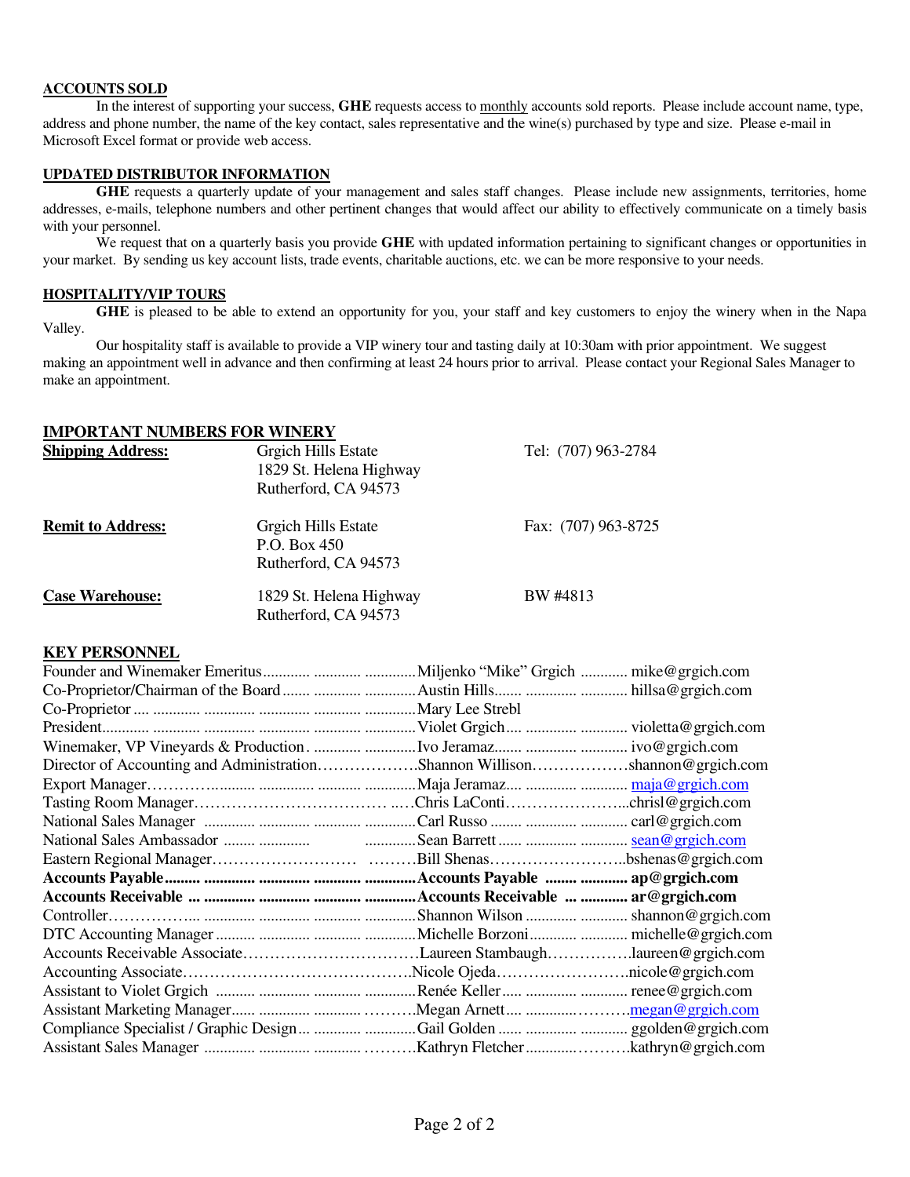**ACCOUNTS SOLD**

In the interest of supporting your success, **GHE** requests access to monthly accounts sold reports. Please include account name, type, address and phone number, the name of the key contact, sales representative and the wine(s) purchased by type and size. Please e-mail in Microsoft Excel format or provide web access.

**UPDATED DISTRIBUTOR INFORMATION**

**GHE** requests a quarterly update of your management and sales staff changes. Please include new assignments, territories, home addresses, e-mails, telephone numbers and other pertinent changes that would affect our ability to effectively communicate on a timely basis with your personnel.

We request that on a quarterly basis you provide **GHE** with updated information pertaining to significant changes or opportunities in your market. By sending us key account lists, trade events, charitable auctions, etc. we can be more responsive to your needs.

**HOSPITALITY/VIP TOURS**

**GHE** is pleased to be able to extend an opportunity for you, your staff and key customers to enjoy the winery when in the Napa Valley.

Our hospitality staff is available to provide a VIP winery tour and tasting daily at 10:30am with prior appointment. We suggest making an appointment well in advance and then confirming at least 24 hours prior to arrival. Please contact your Regional Sales Manager to make an appointment.

**IMPORTANT NUMBERS FOR WINERY**

| | | |
|---|---|---|
| **Shipping Address:** | Grgich Hills Estate<br>1829 St. Helena Highway<br>Rutherford, CA 94573 | Tel: (707) 963-2784 |
| **Remit to Address:** | Grgich Hills Estate<br>P.O. Box 450<br>Rutherford, CA 94573 | Fax: (707) 963-8725 |
| **Case Warehouse:** | 1829 St. Helena Highway<br>Rutherford, CA 94573 | BW #4813 |

**KEY PERSONNEL**

| | | |
|---|---|---|
| Founder and Winemaker Emeritus | Miljenko "Mike" Grgich | mike@grgich.com |
| Co-Proprietor/Chairman of the Board | Austin Hills | hillsa@grgich.com |
| Co-Proprietor | Mary Lee Strebl | |
| President | Violet Grgich | violetta@grgich.com |
| Winemaker, VP Vineyards & Production | Ivo Jeramaz | ivo@grgich.com |
| Director of Accounting and Administration | Shannon Willison | shannon@grgich.com |
| Export Manager | Maja Jeramaz | maja@grgich.com |
| Tasting Room Manager | Chris LaConti | chrisl@grgich.com |
| National Sales Manager | Carl Russo | carl@grgich.com |
| National Sales Ambassador | Sean Barrett | sean@grgich.com |
| Eastern Regional Manager | Bill Shenas | bshenas@grgich.com |
| **Accounts Payable** | **Accounts Payable** | **ap@grgich.com** |
| **Accounts Receivable** | **Accounts Receivable** | **ar@grgich.com** |
| Controller | Shannon Wilson | shannon@grgich.com |
| DTC Accounting Manager | Michelle Borzoni | michelle@grgich.com |
| Accounts Receivable Associate | Laureen Stambaugh | laureen@grgich.com |
| Accounting Associate | Nicole Ojeda | nicole@grgich.com |
| Assistant to Violet Grgich | Renée Keller | renee@grgich.com |
| Assistant Marketing Manager | Megan Arnett | megan@grgich.com |
| Compliance Specialist / Graphic Design | Gail Golden | ggolden@grgich.com |
| Assistant Sales Manager | Kathryn Fletcher | kathryn@grgich.com |